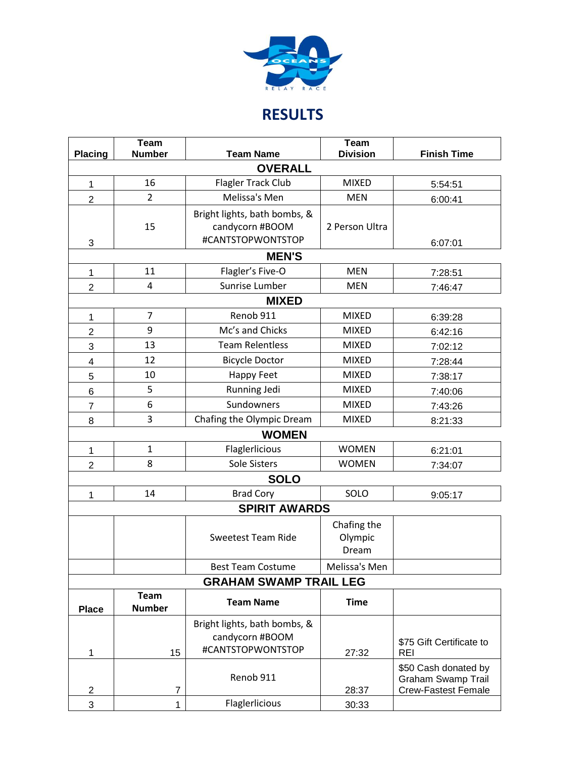# RESULTS

| Placing | Team Number | Team Name | Team Division | Finish Time |
|---|---|---|---|---|
| **OVERALL** | | | | |
| 1 | 16 | Flagler Track Club | MIXED | 5:54:51 |
| 2 | 2 | Melissa's Men | MEN | 6:00:41 |
| 3 | 15 | Bright lights, bath bombs, & candycorn #BOOM #CANTSTOPWONTSTOP | 2 Person Ultra | 6:07:01 |
| **MEN'S** | | | | |
| 1 | 11 | Flagler's Five-O | MEN | 7:28:51 |
| 2 | 4 | Sunrise Lumber | MEN | 7:46:47 |
| **MIXED** | | | | |
| 1 | 7 | Renob 911 | MIXED | 6:39:28 |
| 2 | 9 | Mc's and Chicks | MIXED | 6:42:16 |
| 3 | 13 | Team Relentless | MIXED | 7:02:12 |
| 4 | 12 | Bicycle Doctor | MIXED | 7:28:44 |
| 5 | 10 | Happy Feet | MIXED | 7:38:17 |
| 6 | 5 | Running Jedi | MIXED | 7:40:06 |
| 7 | 6 | Sundowners | MIXED | 7:43:26 |
| 8 | 3 | Chafing the Olympic Dream | MIXED | 8:21:33 |
| **WOMEN** | | | | |
| 1 | 1 | Flaglerlicious | WOMEN | 6:21:01 |
| 2 | 8 | Sole Sisters | WOMEN | 7:34:07 |
| **SOLO** | | | | |
| 1 | 14 | Brad Cory | SOLO | 9:05:17 |
| **SPIRIT AWARDS** | | | | |
| | | Sweetest Team Ride | Chafing the Olympic Dream | |
| | | Best Team Costume | Melissa's Men | |

**GRAHAM SWAMP TRAIL LEG**

| Place | Team Number | Team Name | Time | |
|---|---|---|---|---|
| 1 | 15 | Bright lights, bath bombs, & candycorn #BOOM #CANTSTOPWONTSTOP | 27:32 | $75 Gift Certificate to REI |
| 2 | 7 | Renob 911 | 28:37 | $50 Cash donated by Graham Swamp Trail Crew-Fastest Female |
| 3 | 1 | Flaglerlicious | 30:33 | |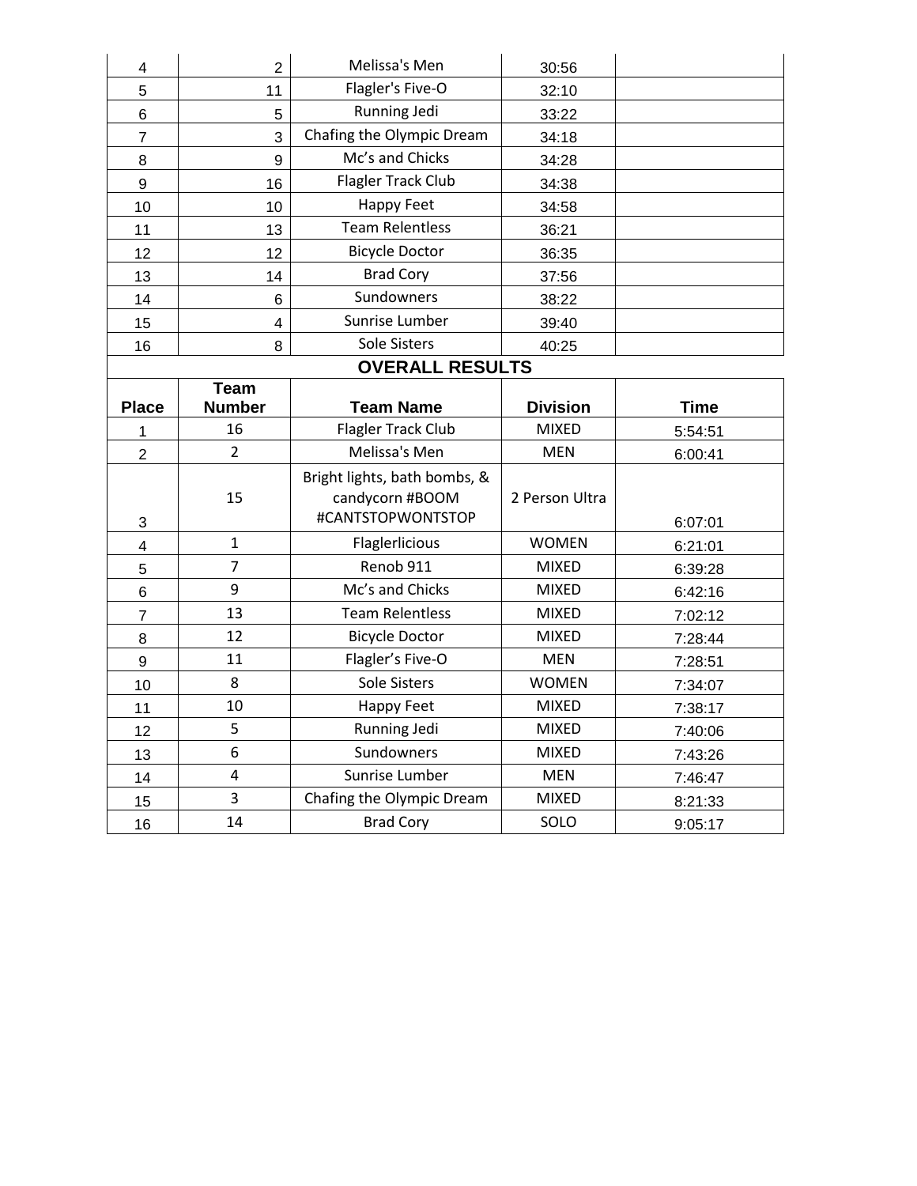| | | | | |
|---|---|---|---|---|
| 4 | 2 | Melissa's Men | 30:56 | |
| 5 | 11 | Flagler's Five-O | 32:10 | |
| 6 | 5 | Running Jedi | 33:22 | |
| 7 | 3 | Chafing the Olympic Dream | 34:18 | |
| 8 | 9 | Mc's and Chicks | 34:28 | |
| 9 | 16 | Flagler Track Club | 34:38 | |
| 10 | 10 | Happy Feet | 34:58 | |
| 11 | 13 | Team Relentless | 36:21 | |
| 12 | 12 | Bicycle Doctor | 36:35 | |
| 13 | 14 | Brad Cory | 37:56 | |
| 14 | 6 | Sundowners | 38:22 | |
| 15 | 4 | Sunrise Lumber | 39:40 | |
| 16 | 8 | Sole Sisters | 40:25 | |

## OVERALL RESULTS

| Place | Team Number | Team Name | Division | Time |
|---|---|---|---|---|
| 1 | 16 | Flagler Track Club | MIXED | 5:54:51 |
| 2 | 2 | Melissa's Men | MEN | 6:00:41 |
| 3 | 15 | Bright lights, bath bombs, & candycorn #BOOM #CANTSTOPWONTSTOP | 2 Person Ultra | 6:07:01 |
| 4 | 1 | Flaglerlicious | WOMEN | 6:21:01 |
| 5 | 7 | Renob 911 | MIXED | 6:39:28 |
| 6 | 9 | Mc's and Chicks | MIXED | 6:42:16 |
| 7 | 13 | Team Relentless | MIXED | 7:02:12 |
| 8 | 12 | Bicycle Doctor | MIXED | 7:28:44 |
| 9 | 11 | Flagler's Five-O | MEN | 7:28:51 |
| 10 | 8 | Sole Sisters | WOMEN | 7:34:07 |
| 11 | 10 | Happy Feet | MIXED | 7:38:17 |
| 12 | 5 | Running Jedi | MIXED | 7:40:06 |
| 13 | 6 | Sundowners | MIXED | 7:43:26 |
| 14 | 4 | Sunrise Lumber | MEN | 7:46:47 |
| 15 | 3 | Chafing the Olympic Dream | MIXED | 8:21:33 |
| 16 | 14 | Brad Cory | SOLO | 9:05:17 |